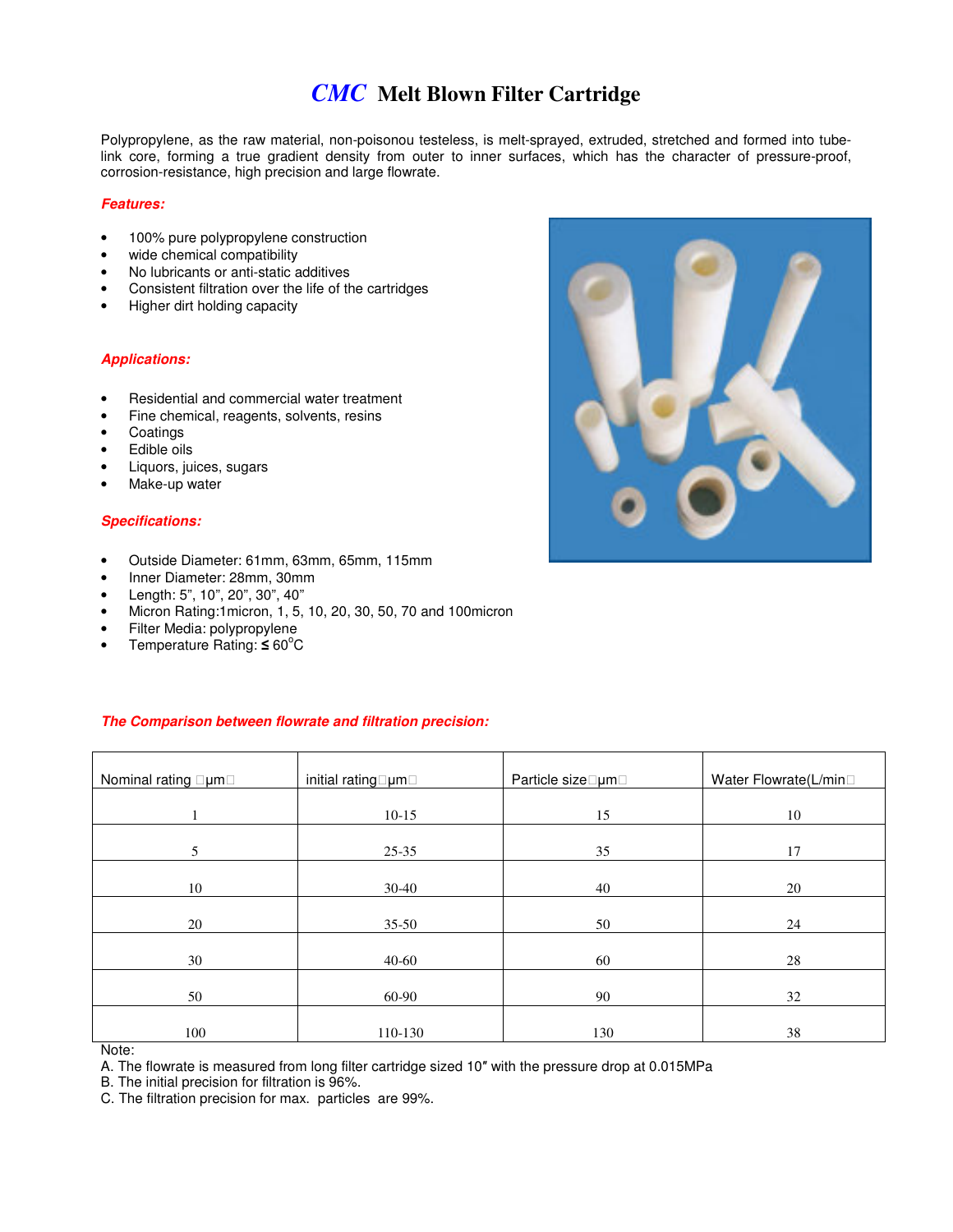# *CMC* Melt Blown Filter Cartridge

Polypropylene, as the raw material, non-poisonou testeless, is melt-sprayed, extruded, stretched and formed into tube-link core, forming a true gradient density from outer to inner surfaces, which has the character of pressure-proof, corrosion-resistance, high precision and large flowrate.

### *Features:*

- 100% pure polypropylene construction
- wide chemical compatibility
- No lubricants or anti-static additives
- Consistent filtration over the life of the cartridges
- Higher dirt holding capacity

### *Applications:*

- Residential and commercial water treatment
- Fine chemical, reagents, solvents, resins
- Coatings
- Edible oils
- Liquors, juices, sugars
- Make-up water

### *Specifications:*

- Outside Diameter: 61mm, 63mm, 65mm, 115mm
- Inner Diameter: 28mm, 30mm
- Length: 5", 10", 20", 30", 40"
- Micron Rating:1micron, 1, 5, 10, 20, 30, 50, 70 and 100micron
- Filter Media: polypropylene
- Temperature Rating: ≤ 60°C

### *The Comparison between flowrate and filtration precision:*

| Nominal rating (μm) | initial rating(μm) | Particle size(μm) | Water Flowrate(L/min) |
|---|---|---|---|
| 1 | 10-15 | 15 | 10 |
| 5 | 25-35 | 35 | 17 |
| 10 | 30-40 | 40 | 20 |
| 20 | 35-50 | 50 | 24 |
| 30 | 40-60 | 60 | 28 |
| 50 | 60-90 | 90 | 32 |
| 100 | 110-130 | 130 | 38 |

Note:
A. The flowrate is measured from long filter cartridge sized 10″ with the pressure drop at 0.015MPa
B. The initial precision for filtration is 96%.
C. The filtration precision for max. particles are 99%.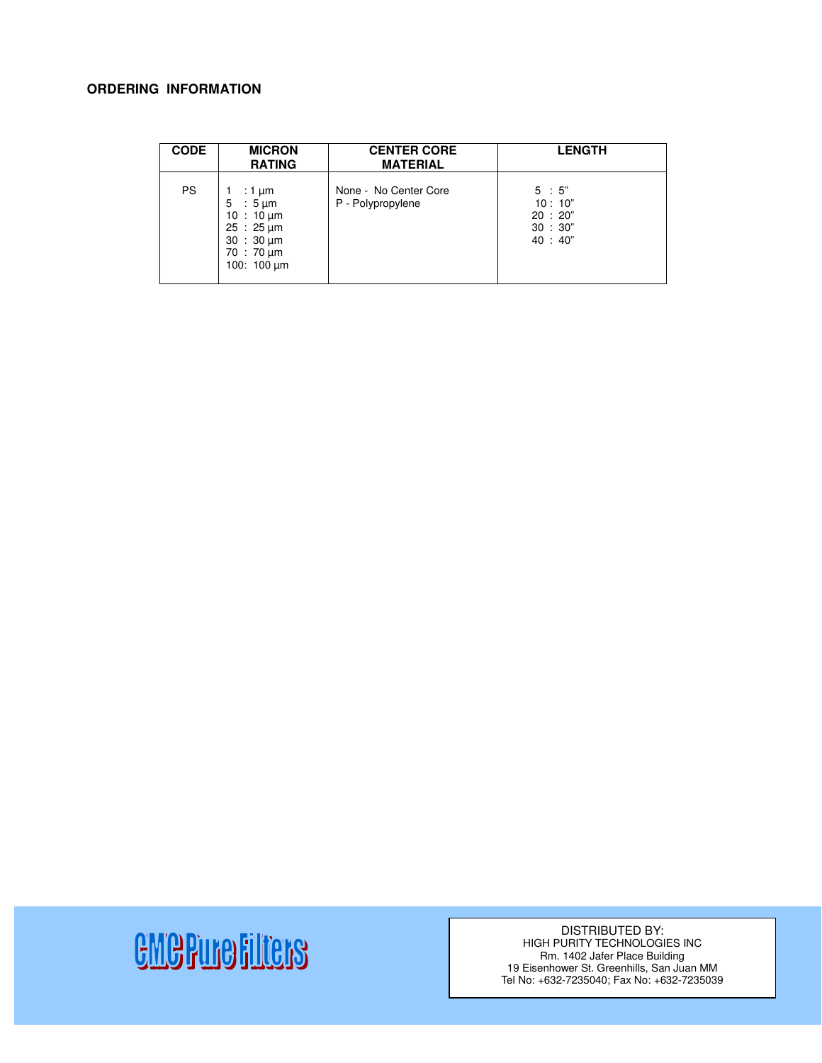## ORDERING INFORMATION

| CODE | MICRON RATING | CENTER CORE MATERIAL | LENGTH |
|---|---|---|---|
| PS | 1 : 1 µm<br>5 : 5 µm<br>10 : 10 µm<br>25 : 25 µm<br>30 : 30 µm<br>70 : 70 µm<br>100: 100 µm | None - No Center Core<br>P - Polypropylene | 5 : 5”<br>10 : 10”<br>20 : 20”<br>30 : 30”<br>40 : 40” |

CMC Pure Filters

DISTRIBUTED BY:
HIGH PURITY TECHNOLOGIES INC
Rm. 1402 Jafer Place Building
19 Eisenhower St. Greenhills, San Juan MM
Tel No: +632-7235040; Fax No: +632-7235039